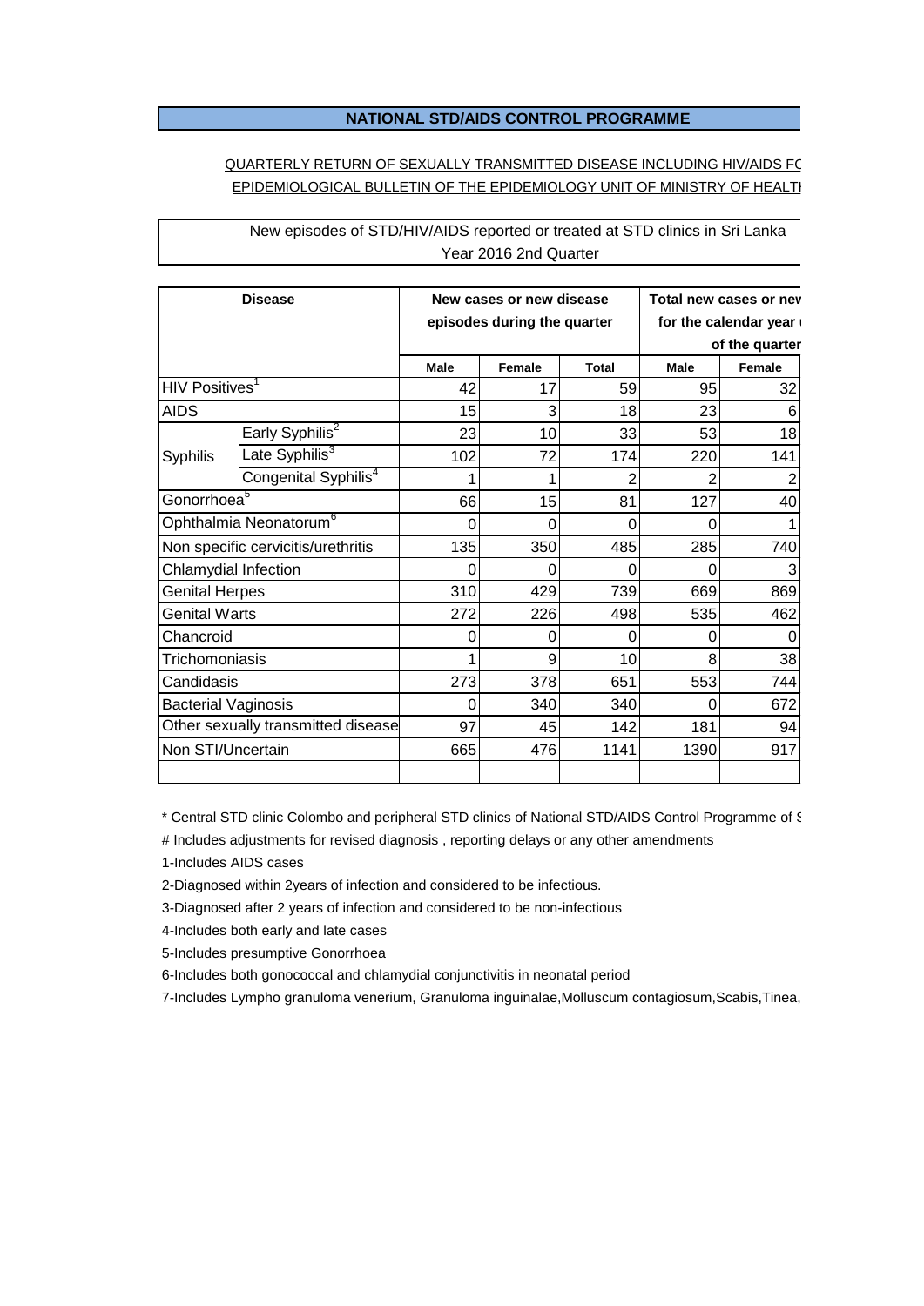# NATIONAL STD/AIDS CONTROL PROGRAMME

QUARTERLY RETURN OF SEXUALLY TRANSMITTED DISEASE INCLUDING HIV/AIDS FC
EPIDEMIOLOGICAL BULLETIN OF THE EPIDEMIOLOGY UNIT OF MINISTRY OF HEALTI

New episodes of STD/HIV/AIDS reported or treated at STD clinics in Sri Lanka
Year 2016 2nd Quarter

| Disease | | New cases or new disease episodes during the quarter | | | Total new cases or nev for the calendar year ( of the quarter | |
|---|---|---|---|---|---|---|
| | | Male | Female | Total | Male | Female |
| HIV Positives[1] | | 42 | 17 | 59 | 95 | 32 |
| AIDS | | 15 | 3 | 18 | 23 | 6 |
| Syphilis | Early Syphilis[2] | 23 | 10 | 33 | 53 | 18 |
| | Late Syphilis[3] | 102 | 72 | 174 | 220 | 141 |
| | Congenital Syphilis[4] | 1 | 1 | 2 | 2 | 2 |
| Gonorrhoea[5] | | 66 | 15 | 81 | 127 | 40 |
| Ophthalmia Neonatorum[6] | | 0 | 0 | 0 | 0 | 1 |
| Non specific cervicitis/urethritis | | 135 | 350 | 485 | 285 | 740 |
| Chlamydial Infection | | 0 | 0 | 0 | 0 | 3 |
| Genital Herpes | | 310 | 429 | 739 | 669 | 869 |
| Genital Warts | | 272 | 226 | 498 | 535 | 462 |
| Chancroid | | 0 | 0 | 0 | 0 | 0 |
| Trichomoniasis | | 1 | 9 | 10 | 8 | 38 |
| Candidasis | | 273 | 378 | 651 | 553 | 744 |
| Bacterial Vaginosis | | 0 | 340 | 340 | 0 | 672 |
| Other sexually transmitted disease | | 97 | 45 | 142 | 181 | 94 |
| Non STI/Uncertain | | 665 | 476 | 1141 | 1390 | 917 |
| | | | | | | |

* Central STD clinic Colombo and peripheral STD clinics of National STD/AIDS Control Programme of S

# Includes adjustments for revised diagnosis , reporting delays or any other amendments

1-Includes AIDS cases

2-Diagnosed within 2years of infection and considered to be infectious.

3-Diagnosed after 2 years of infection and considered to be non-infectious

4-Includes both early and late cases

5-Includes presumptive Gonorrhoea

6-Includes both gonococcal and chlamydial conjunctivitis in neonatal period

7-Includes Lympho granuloma venerium, Granuloma inguinalae,Molluscum contagiosum,Scabis,Tinea,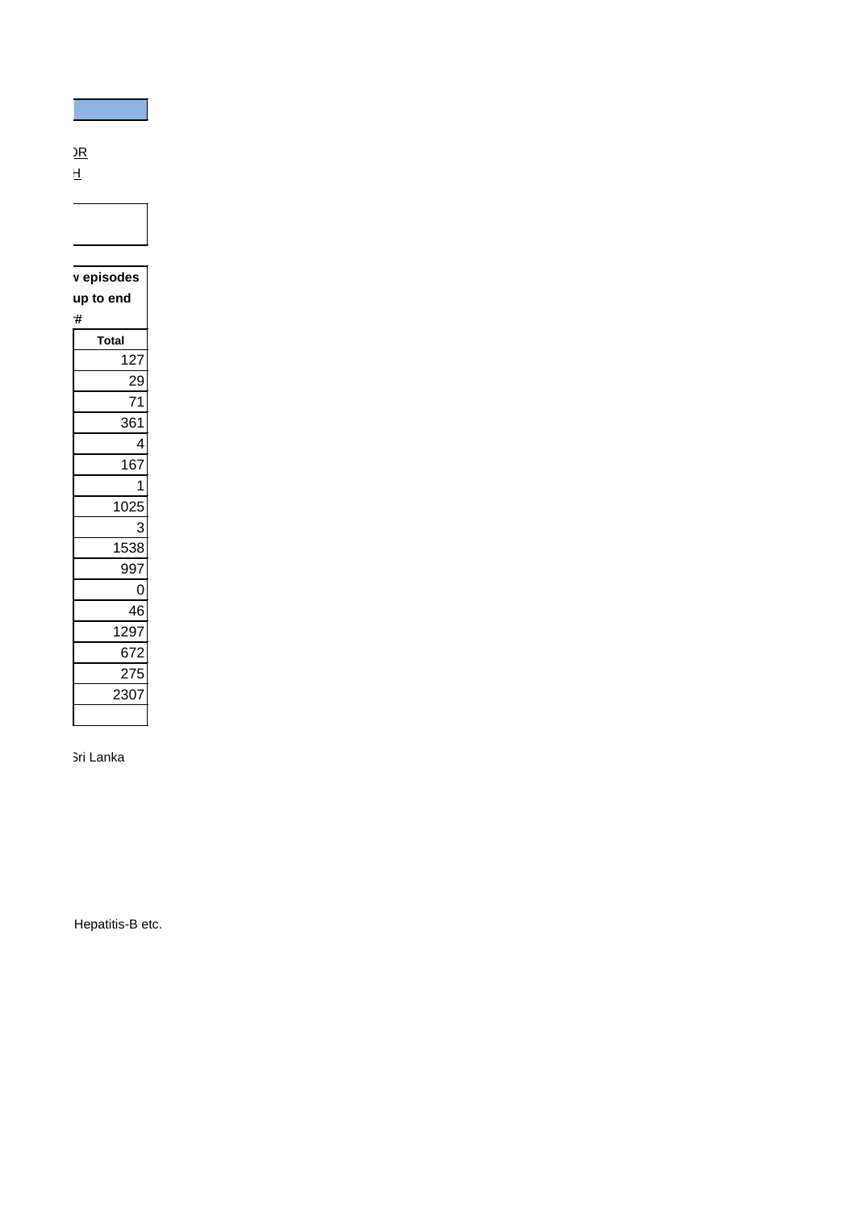ΣR

H

| v episodes up to end '# |
| --- |
| Total |
| 127 |
| 29 |
| 71 |
| 361 |
| 4 |
| 167 |
| 1 |
| 1025 |
| 3 |
| 1538 |
| 997 |
| 0 |
| 46 |
| 1297 |
| 672 |
| 275 |
| 2307 |
| |

Sri Lanka

Hepatitis-B etc.